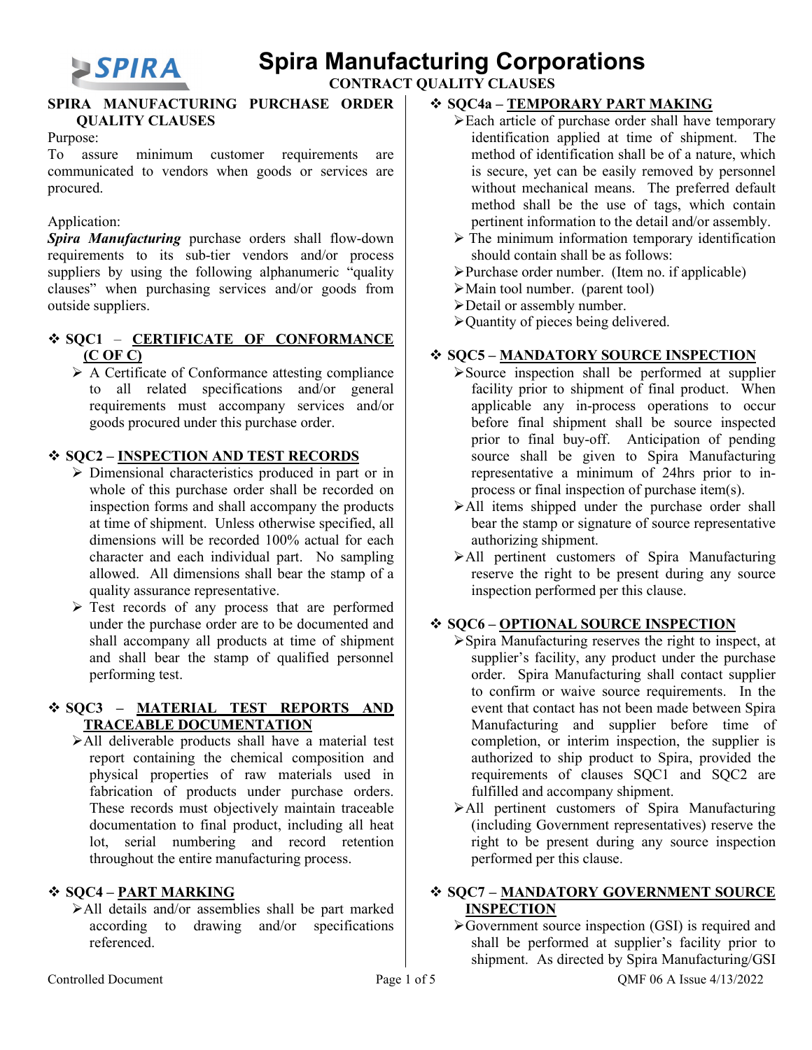# Spira Manufacturing Corporations

## CONTRACT QUALITY CLAUSES

### SPIRA MANUFACTURING PURCHASE ORDER QUALITY CLAUSES

Purpose:
To assure minimum customer requirements are communicated to vendors when goods or services are procured.

Application:
***Spira Manufacturing*** purchase orders shall flow-down requirements to its sub-tier vendors and/or process suppliers by using the following alphanumeric "quality clauses" when purchasing services and/or goods from outside suppliers.

### ❖ SQC1 – CERTIFICATE OF CONFORMANCE (C OF C)

- A Certificate of Conformance attesting compliance to all related specifications and/or general requirements must accompany services and/or goods procured under this purchase order.

### ❖ SQC2 – INSPECTION AND TEST RECORDS

- Dimensional characteristics produced in part or in whole of this purchase order shall be recorded on inspection forms and shall accompany the products at time of shipment. Unless otherwise specified, all dimensions will be recorded 100% actual for each character and each individual part. No sampling allowed. All dimensions shall bear the stamp of a quality assurance representative.
- Test records of any process that are performed under the purchase order are to be documented and shall accompany all products at time of shipment and shall bear the stamp of qualified personnel performing test.

### ❖ SQC3 – MATERIAL TEST REPORTS AND TRACEABLE DOCUMENTATION

- All deliverable products shall have a material test report containing the chemical composition and physical properties of raw materials used in fabrication of products under purchase orders. These records must objectively maintain traceable documentation to final product, including all heat lot, serial numbering and record retention throughout the entire manufacturing process.

### ❖ SQC4 – PART MARKING

- All details and/or assemblies shall be part marked according to drawing and/or specifications referenced.

### ❖ SQC4a – TEMPORARY PART MAKING

- Each article of purchase order shall have temporary identification applied at time of shipment. The method of identification shall be of a nature, which is secure, yet can be easily removed by personnel without mechanical means. The preferred default method shall be the use of tags, which contain pertinent information to the detail and/or assembly.
- The minimum information temporary identification should contain shall be as follows:
- Purchase order number. (Item no. if applicable)
- Main tool number. (parent tool)
- Detail or assembly number.
- Quantity of pieces being delivered.

### ❖ SQC5 – MANDATORY SOURCE INSPECTION

- Source inspection shall be performed at supplier facility prior to shipment of final product. When applicable any in-process operations to occur before final shipment shall be source inspected prior to final buy-off. Anticipation of pending source shall be given to Spira Manufacturing representative a minimum of 24hrs prior to in-process or final inspection of purchase item(s).
- All items shipped under the purchase order shall bear the stamp or signature of source representative authorizing shipment.
- All pertinent customers of Spira Manufacturing reserve the right to be present during any source inspection performed per this clause.

### ❖ SQC6 – OPTIONAL SOURCE INSPECTION

- Spira Manufacturing reserves the right to inspect, at supplier's facility, any product under the purchase order. Spira Manufacturing shall contact supplier to confirm or waive source requirements. In the event that contact has not been made between Spira Manufacturing and supplier before time of completion, or interim inspection, the supplier is authorized to ship product to Spira, provided the requirements of clauses SQC1 and SQC2 are fulfilled and accompany shipment.
- All pertinent customers of Spira Manufacturing (including Government representatives) reserve the right to be present during any source inspection performed per this clause.

### ❖ SQC7 – MANDATORY GOVERNMENT SOURCE INSPECTION

- Government source inspection (GSI) is required and shall be performed at supplier's facility prior to shipment. As directed by Spira Manufacturing/GSI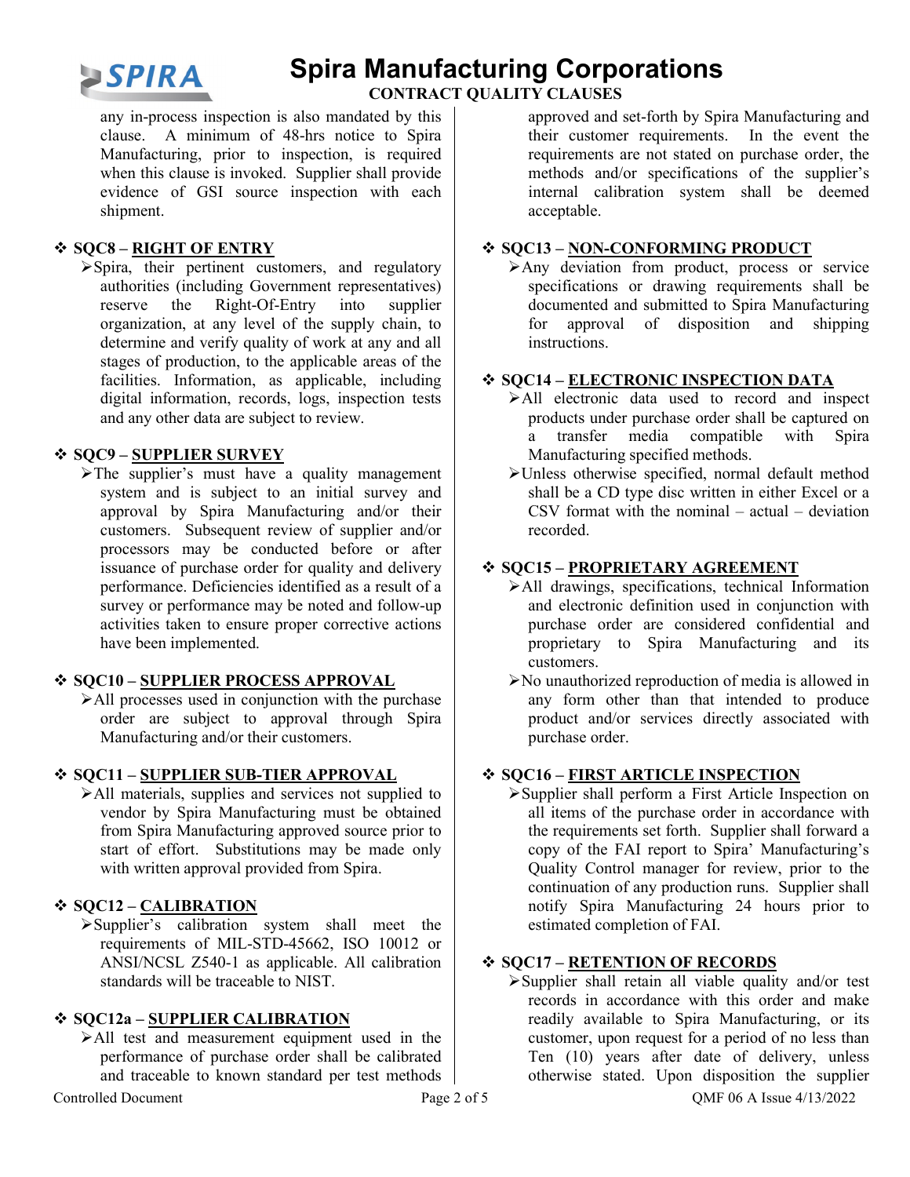any in-process inspection is also mandated by this clause. A minimum of 48-hrs notice to Spira Manufacturing, prior to inspection, is required when this clause is invoked. Supplier shall provide evidence of GSI source inspection with each shipment.

### ❖ SQC8 – RIGHT OF ENTRY

- Spira, their pertinent customers, and regulatory authorities (including Government representatives) reserve the Right-Of-Entry into supplier organization, at any level of the supply chain, to determine and verify quality of work at any and all stages of production, to the applicable areas of the facilities. Information, as applicable, including digital information, records, logs, inspection tests and any other data are subject to review.

### ❖ SQC9 – SUPPLIER SURVEY

- The supplier's must have a quality management system and is subject to an initial survey and approval by Spira Manufacturing and/or their customers. Subsequent review of supplier and/or processors may be conducted before or after issuance of purchase order for quality and delivery performance. Deficiencies identified as a result of a survey or performance may be noted and follow-up activities taken to ensure proper corrective actions have been implemented.

### ❖ SQC10 – SUPPLIER PROCESS APPROVAL

- All processes used in conjunction with the purchase order are subject to approval through Spira Manufacturing and/or their customers.

### ❖ SQC11 – SUPPLIER SUB-TIER APPROVAL

- All materials, supplies and services not supplied to vendor by Spira Manufacturing must be obtained from Spira Manufacturing approved source prior to start of effort. Substitutions may be made only with written approval provided from Spira.

### ❖ SQC12 – CALIBRATION

- Supplier's calibration system shall meet the requirements of MIL-STD-45662, ISO 10012 or ANSI/NCSL Z540-1 as applicable. All calibration standards will be traceable to NIST.

### ❖ SQC12a – SUPPLIER CALIBRATION

- All test and measurement equipment used in the performance of purchase order shall be calibrated and traceable to known standard per test methods approved and set-forth by Spira Manufacturing and their customer requirements. In the event the requirements are not stated on purchase order, the methods and/or specifications of the supplier's internal calibration system shall be deemed acceptable.

### ❖ SQC13 – NON-CONFORMING PRODUCT

- Any deviation from product, process or service specifications or drawing requirements shall be documented and submitted to Spira Manufacturing for approval of disposition and shipping instructions.

### ❖ SQC14 – ELECTRONIC INSPECTION DATA

- All electronic data used to record and inspect products under purchase order shall be captured on a transfer media compatible with Spira Manufacturing specified methods.
- Unless otherwise specified, normal default method shall be a CD type disc written in either Excel or a CSV format with the nominal – actual – deviation recorded.

### ❖ SQC15 – PROPRIETARY AGREEMENT

- All drawings, specifications, technical Information and electronic definition used in conjunction with purchase order are considered confidential and proprietary to Spira Manufacturing and its customers.
- No unauthorized reproduction of media is allowed in any form other than that intended to produce product and/or services directly associated with purchase order.

### ❖ SQC16 – FIRST ARTICLE INSPECTION

- Supplier shall perform a First Article Inspection on all items of the purchase order in accordance with the requirements set forth. Supplier shall forward a copy of the FAI report to Spira' Manufacturing's Quality Control manager for review, prior to the continuation of any production runs. Supplier shall notify Spira Manufacturing 24 hours prior to estimated completion of FAI.

### ❖ SQC17 – RETENTION OF RECORDS

- Supplier shall retain all viable quality and/or test records in accordance with this order and make readily available to Spira Manufacturing, or its customer, upon request for a period of no less than Ten (10) years after date of delivery, unless otherwise stated. Upon disposition the supplier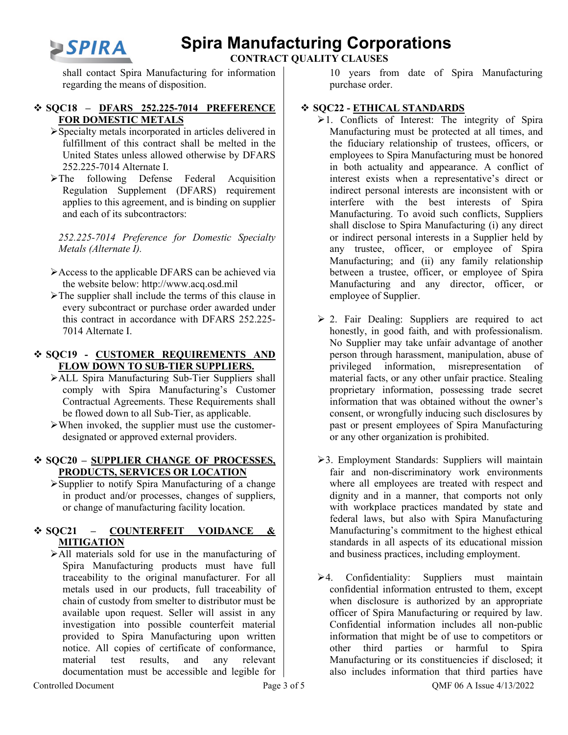shall contact Spira Manufacturing for information regarding the means of disposition.

### ❖ SQC18 – DFARS 252.225-7014 PREFERENCE FOR DOMESTIC METALS

- Specialty metals incorporated in articles delivered in fulfillment of this contract shall be melted in the United States unless allowed otherwise by DFARS 252.225-7014 Alternate I.
- The following Defense Federal Acquisition Regulation Supplement (DFARS) requirement applies to this agreement, and is binding on supplier and each of its subcontractors:

  *252.225-7014 Preference for Domestic Specialty Metals (Alternate I).*

- Access to the applicable DFARS can be achieved via the website below: http://www.acq.osd.mil
- The supplier shall include the terms of this clause in every subcontract or purchase order awarded under this contract in accordance with DFARS 252.225-7014 Alternate I.

### ❖ SQC19 - CUSTOMER REQUIREMENTS AND FLOW DOWN TO SUB-TIER SUPPLIERS.

- ALL Spira Manufacturing Sub-Tier Suppliers shall comply with Spira Manufacturing's Customer Contractual Agreements. These Requirements shall be flowed down to all Sub-Tier, as applicable.
- When invoked, the supplier must use the customer-designated or approved external providers.

### ❖ SQC20 – SUPPLIER CHANGE OF PROCESSES, PRODUCTS, SERVICES OR LOCATION

- Supplier to notify Spira Manufacturing of a change in product and/or processes, changes of suppliers, or change of manufacturing facility location.

### ❖ SQC21 – COUNTERFEIT VOIDANCE & MITIGATION

- All materials sold for use in the manufacturing of Spira Manufacturing products must have full traceability to the original manufacturer. For all metals used in our products, full traceability of chain of custody from smelter to distributor must be available upon request. Seller will assist in any investigation into possible counterfeit material provided to Spira Manufacturing upon written notice. All copies of certificate of conformance, material test results, and any relevant documentation must be accessible and legible for 10 years from date of Spira Manufacturing purchase order.

### ❖ SQC22 - ETHICAL STANDARDS

- 1. Conflicts of Interest: The integrity of Spira Manufacturing must be protected at all times, and the fiduciary relationship of trustees, officers, or employees to Spira Manufacturing must be honored in both actuality and appearance. A conflict of interest exists when a representative's direct or indirect personal interests are inconsistent with or interfere with the best interests of Spira Manufacturing. To avoid such conflicts, Suppliers shall disclose to Spira Manufacturing (i) any direct or indirect personal interests in a Supplier held by any trustee, officer, or employee of Spira Manufacturing; and (ii) any family relationship between a trustee, officer, or employee of Spira Manufacturing and any director, officer, or employee of Supplier.

- 2. Fair Dealing: Suppliers are required to act honestly, in good faith, and with professionalism. No Supplier may take unfair advantage of another person through harassment, manipulation, abuse of privileged information, misrepresentation of material facts, or any other unfair practice. Stealing proprietary information, possessing trade secret information that was obtained without the owner's consent, or wrongfully inducing such disclosures by past or present employees of Spira Manufacturing or any other organization is prohibited.

- 3. Employment Standards: Suppliers will maintain fair and non-discriminatory work environments where all employees are treated with respect and dignity and in a manner, that comports not only with workplace practices mandated by state and federal laws, but also with Spira Manufacturing Manufacturing's commitment to the highest ethical standards in all aspects of its educational mission and business practices, including employment.

- 4. Confidentiality: Suppliers must maintain confidential information entrusted to them, except when disclosure is authorized by an appropriate officer of Spira Manufacturing or required by law. Confidential information includes all non-public information that might be of use to competitors or other third parties or harmful to Spira Manufacturing or its constituencies if disclosed; it also includes information that third parties have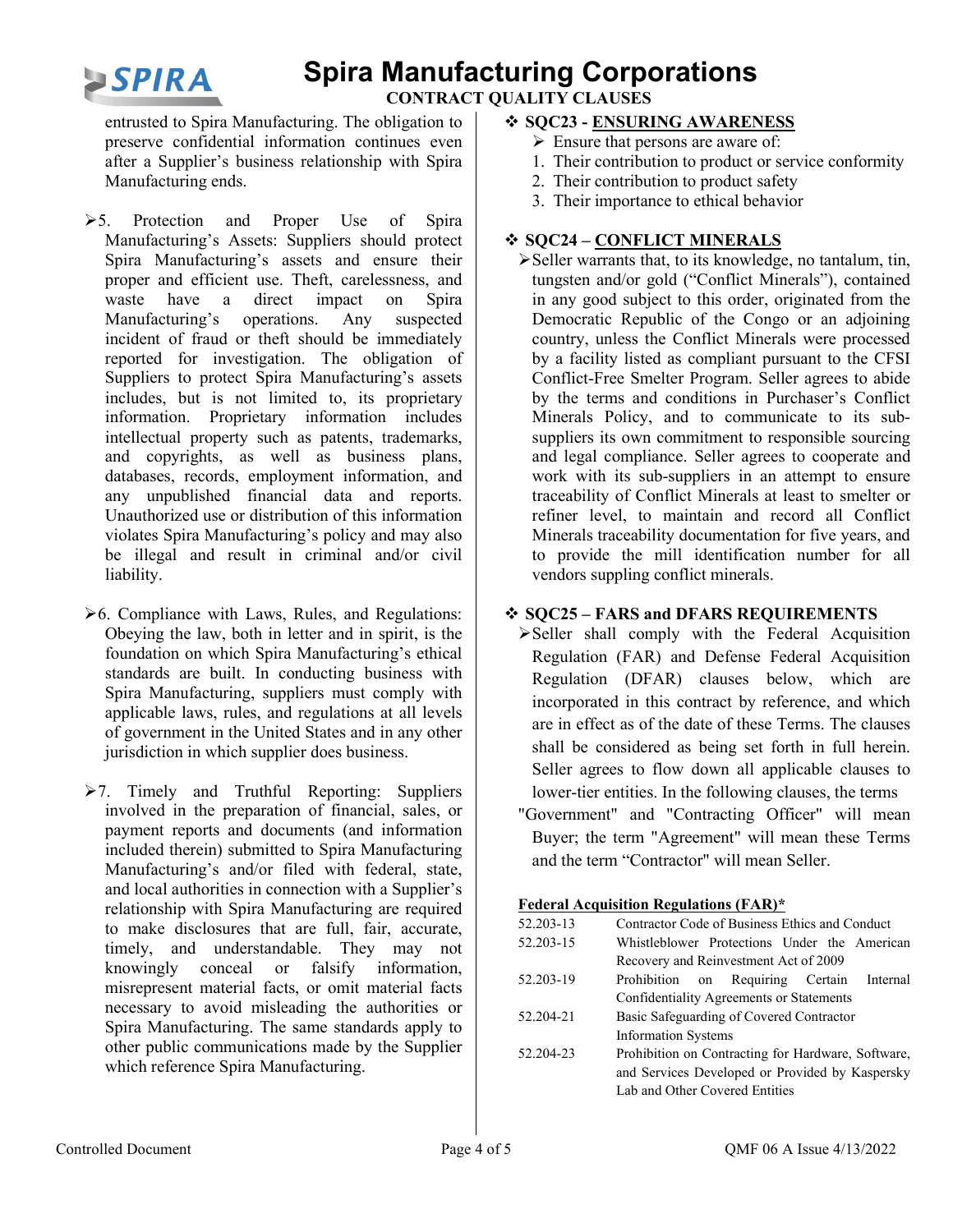entrusted to Spira Manufacturing. The obligation to preserve confidential information continues even after a Supplier's business relationship with Spira Manufacturing ends.

- 5. Protection and Proper Use of Spira Manufacturing's Assets: Suppliers should protect Spira Manufacturing's assets and ensure their proper and efficient use. Theft, carelessness, and waste have a direct impact on Spira Manufacturing's operations. Any suspected incident of fraud or theft should be immediately reported for investigation. The obligation of Suppliers to protect Spira Manufacturing's assets includes, but is not limited to, its proprietary information. Proprietary information includes intellectual property such as patents, trademarks, and copyrights, as well as business plans, databases, records, employment information, and any unpublished financial data and reports. Unauthorized use or distribution of this information violates Spira Manufacturing's policy and may also be illegal and result in criminal and/or civil liability.

- 6. Compliance with Laws, Rules, and Regulations: Obeying the law, both in letter and in spirit, is the foundation on which Spira Manufacturing's ethical standards are built. In conducting business with Spira Manufacturing, suppliers must comply with applicable laws, rules, and regulations at all levels of government in the United States and in any other jurisdiction in which supplier does business.

- 7. Timely and Truthful Reporting: Suppliers involved in the preparation of financial, sales, or payment reports and documents (and information included therein) submitted to Spira Manufacturing Manufacturing's and/or filed with federal, state, and local authorities in connection with a Supplier's relationship with Spira Manufacturing are required to make disclosures that are full, fair, accurate, timely, and understandable. They may not knowingly conceal or falsify information, misrepresent material facts, or omit material facts necessary to avoid misleading the authorities or Spira Manufacturing. The same standards apply to other public communications made by the Supplier which reference Spira Manufacturing.

### ❖ SQC23 - ENSURING AWARENESS

- Ensure that persons are aware of:

1. Their contribution to product or service conformity
2. Their contribution to product safety
3. Their importance to ethical behavior

### ❖ SQC24 – CONFLICT MINERALS

- Seller warrants that, to its knowledge, no tantalum, tin, tungsten and/or gold ("Conflict Minerals"), contained in any good subject to this order, originated from the Democratic Republic of the Congo or an adjoining country, unless the Conflict Minerals were processed by a facility listed as compliant pursuant to the CFSI Conflict-Free Smelter Program. Seller agrees to abide by the terms and conditions in Purchaser's Conflict Minerals Policy, and to communicate to its sub-suppliers its own commitment to responsible sourcing and legal compliance. Seller agrees to cooperate and work with its sub-suppliers in an attempt to ensure traceability of Conflict Minerals at least to smelter or refiner level, to maintain and record all Conflict Minerals traceability documentation for five years, and to provide the mill identification number for all vendors suppling conflict minerals.

### ❖ SQC25 – FARS and DFARS REQUIREMENTS

- Seller shall comply with the Federal Acquisition Regulation (FAR) and Defense Federal Acquisition Regulation (DFAR) clauses below, which are incorporated in this contract by reference, and which are in effect as of the date of these Terms. The clauses shall be considered as being set forth in full herein. Seller agrees to flow down all applicable clauses to lower-tier entities. In the following clauses, the terms "Government" and "Contracting Officer" will mean Buyer; the term "Agreement" will mean these Terms and the term "Contractor" will mean Seller.

**Federal Acquisition Regulations (FAR)\***

| | |
|---|---|
| 52.203-13 | Contractor Code of Business Ethics and Conduct |
| 52.203-15 | Whistleblower Protections Under the American Recovery and Reinvestment Act of 2009 |
| 52.203-19 | Prohibition on Requiring Certain Internal Confidentiality Agreements or Statements |
| 52.204-21 | Basic Safeguarding of Covered Contractor Information Systems |
| 52.204-23 | Prohibition on Contracting for Hardware, Software, and Services Developed or Provided by Kaspersky Lab and Other Covered Entities |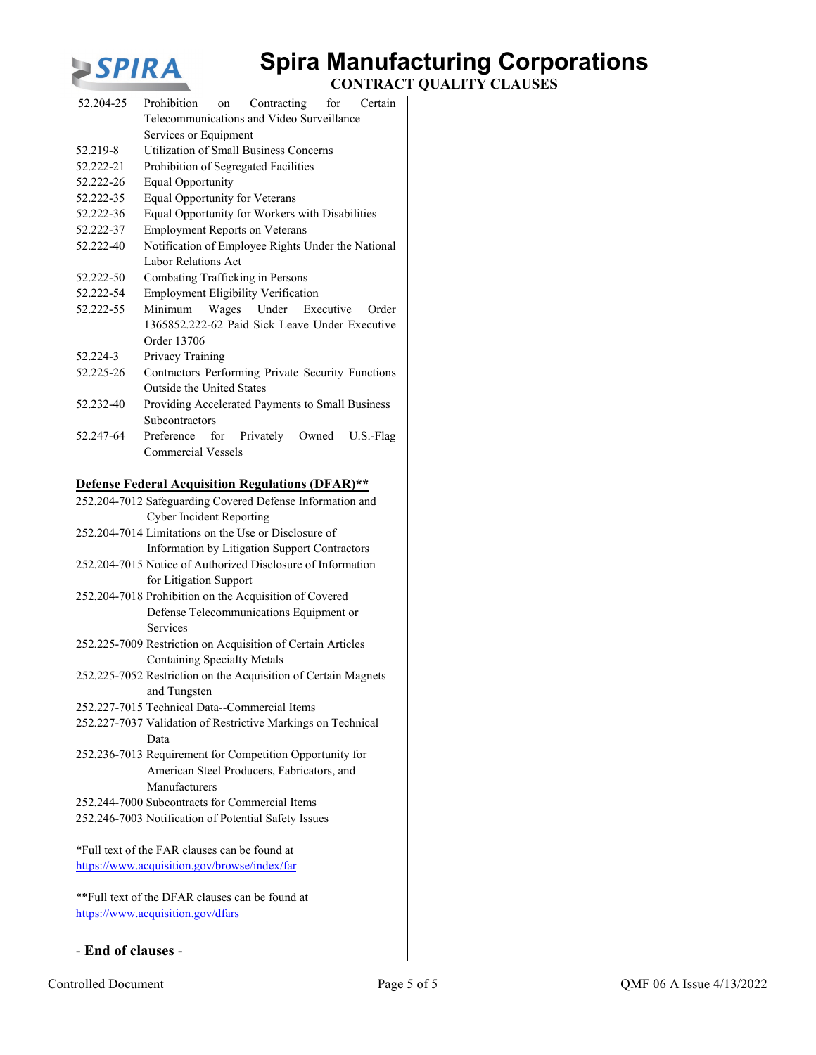| | |
|---|---|
| 52.204-25 | Prohibition on Contracting for Certain Telecommunications and Video Surveillance Services or Equipment |
| 52.219-8 | Utilization of Small Business Concerns |
| 52.222-21 | Prohibition of Segregated Facilities |
| 52.222-26 | Equal Opportunity |
| 52.222-35 | Equal Opportunity for Veterans |
| 52.222-36 | Equal Opportunity for Workers with Disabilities |
| 52.222-37 | Employment Reports on Veterans |
| 52.222-40 | Notification of Employee Rights Under the National Labor Relations Act |
| 52.222-50 | Combating Trafficking in Persons |
| 52.222-54 | Employment Eligibility Verification |
| 52.222-55 | Minimum Wages Under Executive Order 1365852.222-62 Paid Sick Leave Under Executive Order 13706 |
| 52.224-3 | Privacy Training |
| 52.225-26 | Contractors Performing Private Security Functions Outside the United States |
| 52.232-40 | Providing Accelerated Payments to Small Business Subcontractors |
| 52.247-64 | Preference for Privately Owned U.S.-Flag Commercial Vessels |

**Defense Federal Acquisition Regulations (DFAR)****

| | |
|---|---|
| 252.204-7012 | Safeguarding Covered Defense Information and Cyber Incident Reporting |
| 252.204-7014 | Limitations on the Use or Disclosure of Information by Litigation Support Contractors |
| 252.204-7015 | Notice of Authorized Disclosure of Information for Litigation Support |
| 252.204-7018 | Prohibition on the Acquisition of Covered Defense Telecommunications Equipment or Services |
| 252.225-7009 | Restriction on Acquisition of Certain Articles Containing Specialty Metals |
| 252.225-7052 | Restriction on the Acquisition of Certain Magnets and Tungsten |
| 252.227-7015 | Technical Data--Commercial Items |
| 252.227-7037 | Validation of Restrictive Markings on Technical Data |
| 252.236-7013 | Requirement for Competition Opportunity for American Steel Producers, Fabricators, and Manufacturers |
| 252.244-7000 | Subcontracts for Commercial Items |
| 252.246-7003 | Notification of Potential Safety Issues |

*Full text of the FAR clauses can be found at https://www.acquisition.gov/browse/index/far

**Full text of the DFAR clauses can be found at https://www.acquisition.gov/dfars

\- **End of clauses** -